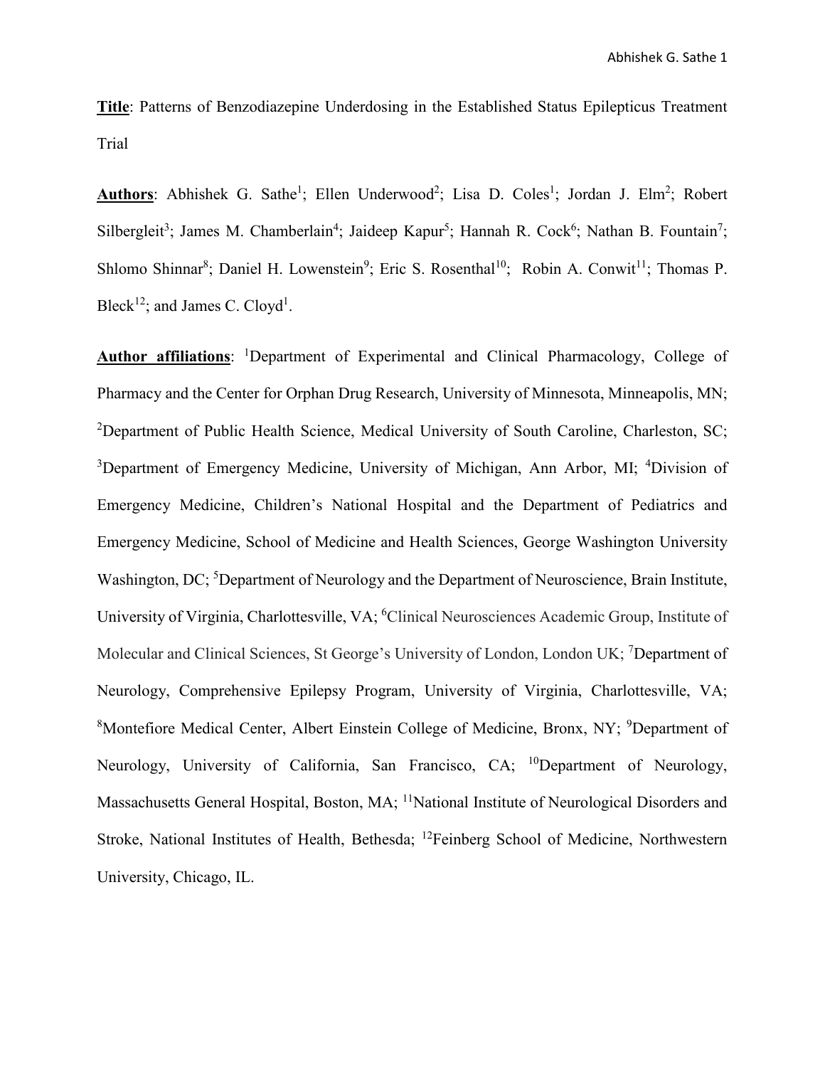**Title**: Patterns of Benzodiazepine Underdosing in the Established Status Epilepticus Treatment Trial

**Authors**: Abhishek G. Sathe[1]; Ellen Underwood[2]; Lisa D. Coles[1]; Jordan J. Elm[2]; Robert Silbergleit[3]; James M. Chamberlain[4]; Jaideep Kapur[5]; Hannah R. Cock[6]; Nathan B. Fountain[7]; Shlomo Shinnar[8]; Daniel H. Lowenstein[9]; Eric S. Rosenthal[10]; Robin A. Conwit[11]; Thomas P. Bleck[12]; and James C. Cloyd[1].

**Author affiliations**: [1]Department of Experimental and Clinical Pharmacology, College of Pharmacy and the Center for Orphan Drug Research, University of Minnesota, Minneapolis, MN; [2]Department of Public Health Science, Medical University of South Caroline, Charleston, SC; [3]Department of Emergency Medicine, University of Michigan, Ann Arbor, MI; [4]Division of Emergency Medicine, Children's National Hospital and the Department of Pediatrics and Emergency Medicine, School of Medicine and Health Sciences, George Washington University Washington, DC; [5]Department of Neurology and the Department of Neuroscience, Brain Institute, University of Virginia, Charlottesville, VA; [6]Clinical Neurosciences Academic Group, Institute of Molecular and Clinical Sciences, St George's University of London, London UK; [7]Department of Neurology, Comprehensive Epilepsy Program, University of Virginia, Charlottesville, VA; [8]Montefiore Medical Center, Albert Einstein College of Medicine, Bronx, NY; [9]Department of Neurology, University of California, San Francisco, CA; [10]Department of Neurology, Massachusetts General Hospital, Boston, MA; [11]National Institute of Neurological Disorders and Stroke, National Institutes of Health, Bethesda; [12]Feinberg School of Medicine, Northwestern University, Chicago, IL.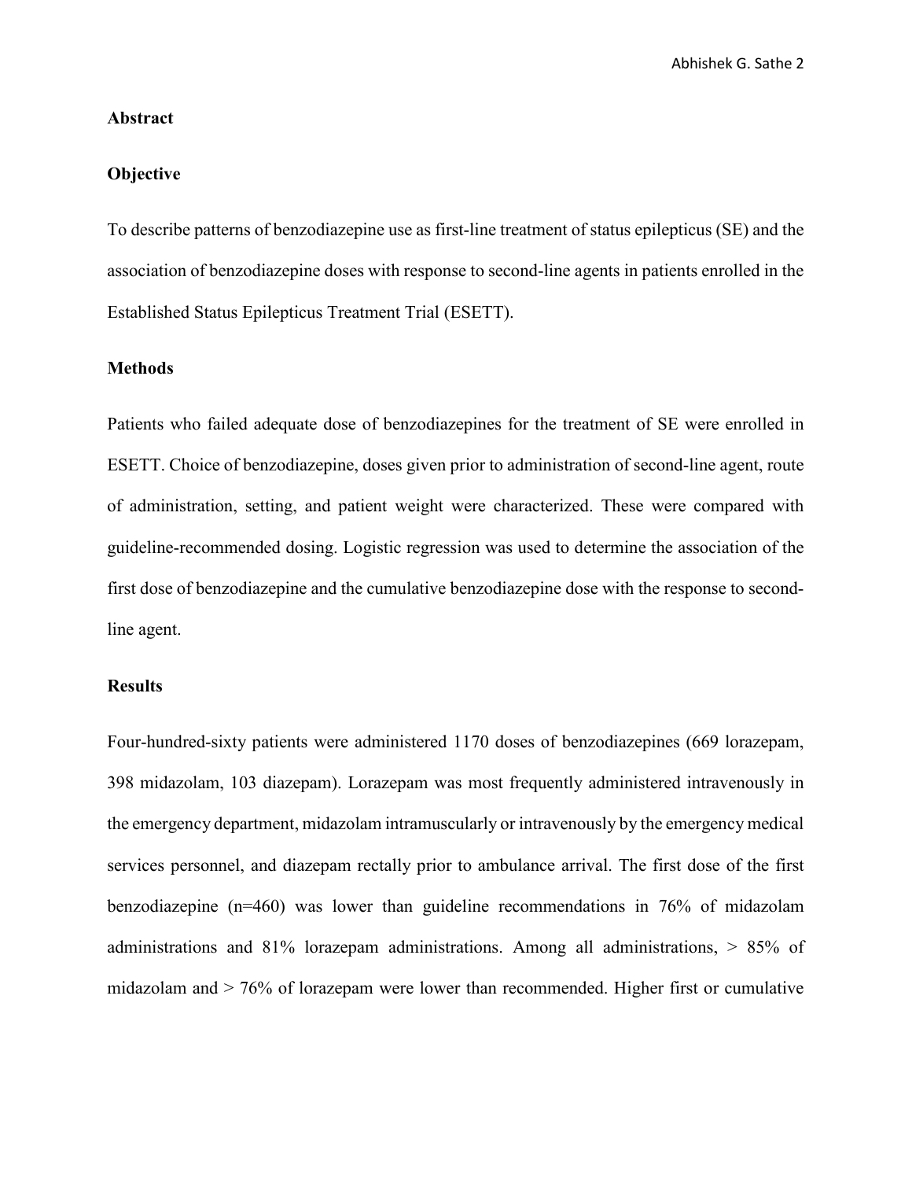## Abstract

### Objective

To describe patterns of benzodiazepine use as first-line treatment of status epilepticus (SE) and the association of benzodiazepine doses with response to second-line agents in patients enrolled in the Established Status Epilepticus Treatment Trial (ESETT).

### Methods

Patients who failed adequate dose of benzodiazepines for the treatment of SE were enrolled in ESETT. Choice of benzodiazepine, doses given prior to administration of second-line agent, route of administration, setting, and patient weight were characterized. These were compared with guideline-recommended dosing. Logistic regression was used to determine the association of the first dose of benzodiazepine and the cumulative benzodiazepine dose with the response to second-line agent.

### Results

Four-hundred-sixty patients were administered 1170 doses of benzodiazepines (669 lorazepam, 398 midazolam, 103 diazepam). Lorazepam was most frequently administered intravenously in the emergency department, midazolam intramuscularly or intravenously by the emergency medical services personnel, and diazepam rectally prior to ambulance arrival. The first dose of the first benzodiazepine (n=460) was lower than guideline recommendations in 76% of midazolam administrations and 81% lorazepam administrations. Among all administrations, > 85% of midazolam and > 76% of lorazepam were lower than recommended. Higher first or cumulative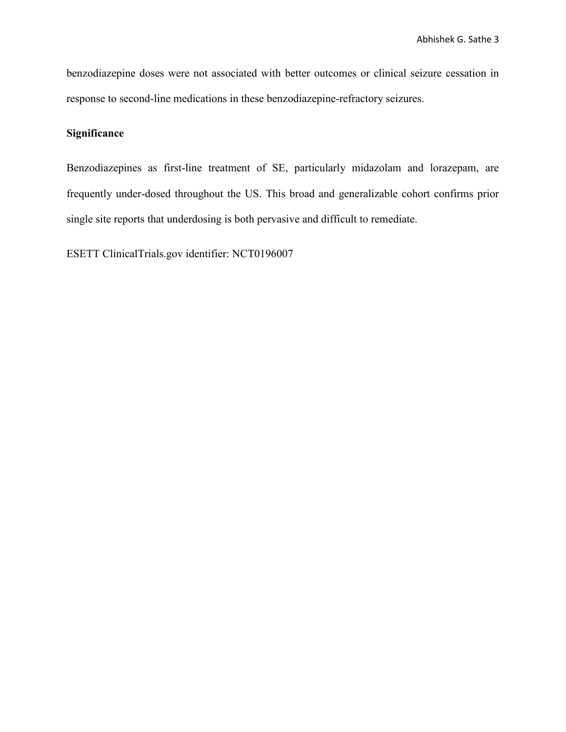benzodiazepine doses were not associated with better outcomes or clinical seizure cessation in response to second-line medications in these benzodiazepine-refractory seizures.

**Significance**

Benzodiazepines as first-line treatment of SE, particularly midazolam and lorazepam, are frequently under-dosed throughout the US. This broad and generalizable cohort confirms prior single site reports that underdosing is both pervasive and difficult to remediate.

ESETT ClinicalTrials.gov identifier: NCT0196007